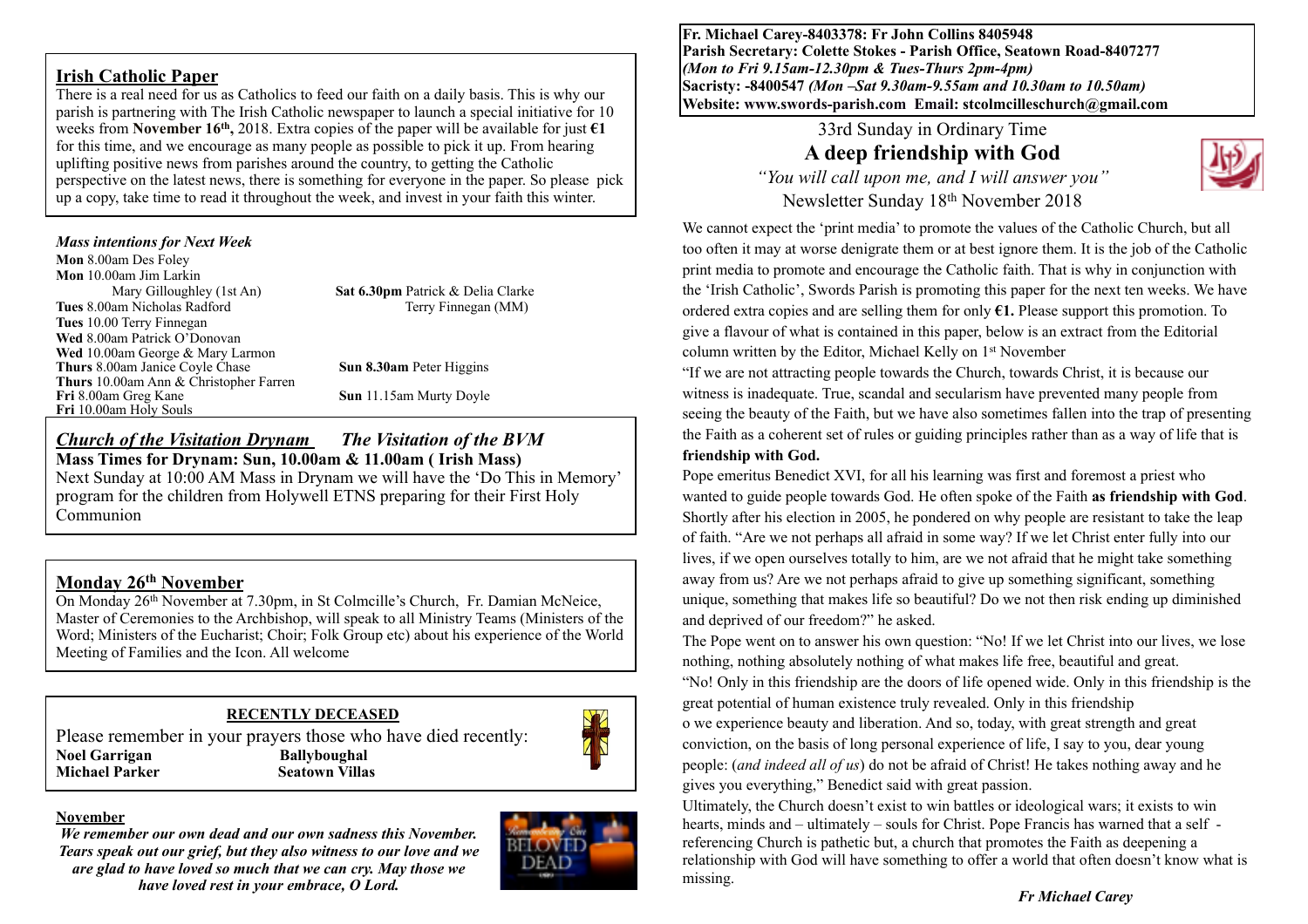## Irish Catholic Paper

There is a real need for us as Catholics to feed our faith on a daily basis. This is why our parish is partnering with The Irish Catholic newspaper to launch a special initiative for 10 weeks from **November 16th,** 2018. Extra copies of the paper will be available for just **€1** for this time, and we encourage as many people as possible to pick it up. From hearing uplifting positive news from parishes around the country, to getting the Catholic perspective on the latest news, there is something for everyone in the paper. So please pick up a copy, take time to read it throughout the week, and invest in your faith this winter.

### *Mass intentions for Next Week*

**Mon** 8.00am Des Foley
**Mon** 10.00am Jim Larkin
Mary Gilloughley (1st An)
**Tues** 8.00am Nicholas Radford
**Tues** 10.00 Terry Finnegan
**Wed** 8.00am Patrick O'Donovan
**Wed** 10.00am George & Mary Larmon
**Thurs** 8.00am Janice Coyle Chase
**Thurs** 10.00am Ann & Christopher Farren
**Fri** 8.00am Greg Kane
**Fri** 10.00am Holy Souls
**Sat 6.30pm** Patrick & Delia Clarke
Terry Finnegan (MM)
**Sun 8.30am** Peter Higgins
**Sun** 11.15am Murty Doyle

## *Church of the Visitation Drynam* *The Visitation of the BVM*

**Mass Times for Drynam: Sun, 10.00am & 11.00am ( Irish Mass)**

Next Sunday at 10:00 AM Mass in Drynam we will have the 'Do This in Memory' program for the children from Holywell ETNS preparing for their First Holy Communion

## Monday 26th November

On Monday 26th November at 7.30pm, in St Colmcille's Church, Fr. Damian McNeice, Master of Ceremonies to the Archbishop, will speak to all Ministry Teams (Ministers of the Word; Ministers of the Eucharist; Choir; Folk Group etc) about his experience of the World Meeting of Families and the Icon. All welcome

## RECENTLY DECEASED

Please remember in your prayers those who have died recently:

**Noel Garrigan** **Ballyboughal**
**Michael Parker** **Seatown Villas**

## November

***We remember our own dead and our own sadness this November. Tears speak out our grief, but they also witness to our love and we are glad to have loved so much that we can cry. May those we have loved rest in your embrace, O Lord.***

---

**Fr. Michael Carey-8403378: Fr John Collins 8405948**
**Parish Secretary: Colette Stokes - Parish Office, Seatown Road-8407277**
***(Mon to Fri 9.15am-12.30pm & Tues-Thurs 2pm-4pm)***
**Sacristy: -8400547** ***(Mon –Sat 9.30am-9.55am and 10.30am to 10.50am)***
**Website: www.swords-parish.com Email: stcolmcilleschurch@gmail.com**

33rd Sunday in Ordinary Time

# A deep friendship with God

*"You will call upon me, and I will answer you"*

Newsletter Sunday 18th November 2018

We cannot expect the 'print media' to promote the values of the Catholic Church, but all too often it may at worse denigrate them or at best ignore them. It is the job of the Catholic print media to promote and encourage the Catholic faith. That is why in conjunction with the 'Irish Catholic', Swords Parish is promoting this paper for the next ten weeks. We have ordered extra copies and are selling them for only **€1.** Please support this promotion. To give a flavour of what is contained in this paper, below is an extract from the Editorial column written by the Editor, Michael Kelly on 1st November

"If we are not attracting people towards the Church, towards Christ, it is because our witness is inadequate. True, scandal and secularism have prevented many people from seeing the beauty of the Faith, but we have also sometimes fallen into the trap of presenting the Faith as a coherent set of rules or guiding principles rather than as a way of life that is **friendship with God.**

Pope emeritus Benedict XVI, for all his learning was first and foremost a priest who wanted to guide people towards God. He often spoke of the Faith **as friendship with God**. Shortly after his election in 2005, he pondered on why people are resistant to take the leap of faith. "Are we not perhaps all afraid in some way? If we let Christ enter fully into our lives, if we open ourselves totally to him, are we not afraid that he might take something away from us? Are we not perhaps afraid to give up something significant, something unique, something that makes life so beautiful? Do we not then risk ending up diminished and deprived of our freedom?" he asked.

The Pope went on to answer his own question: "No! If we let Christ into our lives, we lose nothing, nothing absolutely nothing of what makes life free, beautiful and great.

"No! Only in this friendship are the doors of life opened wide. Only in this friendship is the great potential of human existence truly revealed. Only in this friendship o we experience beauty and liberation. And so, today, with great strength and great conviction, on the basis of long personal experience of life, I say to you, dear young people: (*and indeed all of us*) do not be afraid of Christ! He takes nothing away and he gives you everything," Benedict said with great passion.

Ultimately, the Church doesn't exist to win battles or ideological wars; it exists to win hearts, minds and – ultimately – souls for Christ. Pope Francis has warned that a self - referencing Church is pathetic but, a church that promotes the Faith as deepening a relationship with God will have something to offer a world that often doesn't know what is missing.

*Fr Michael Carey*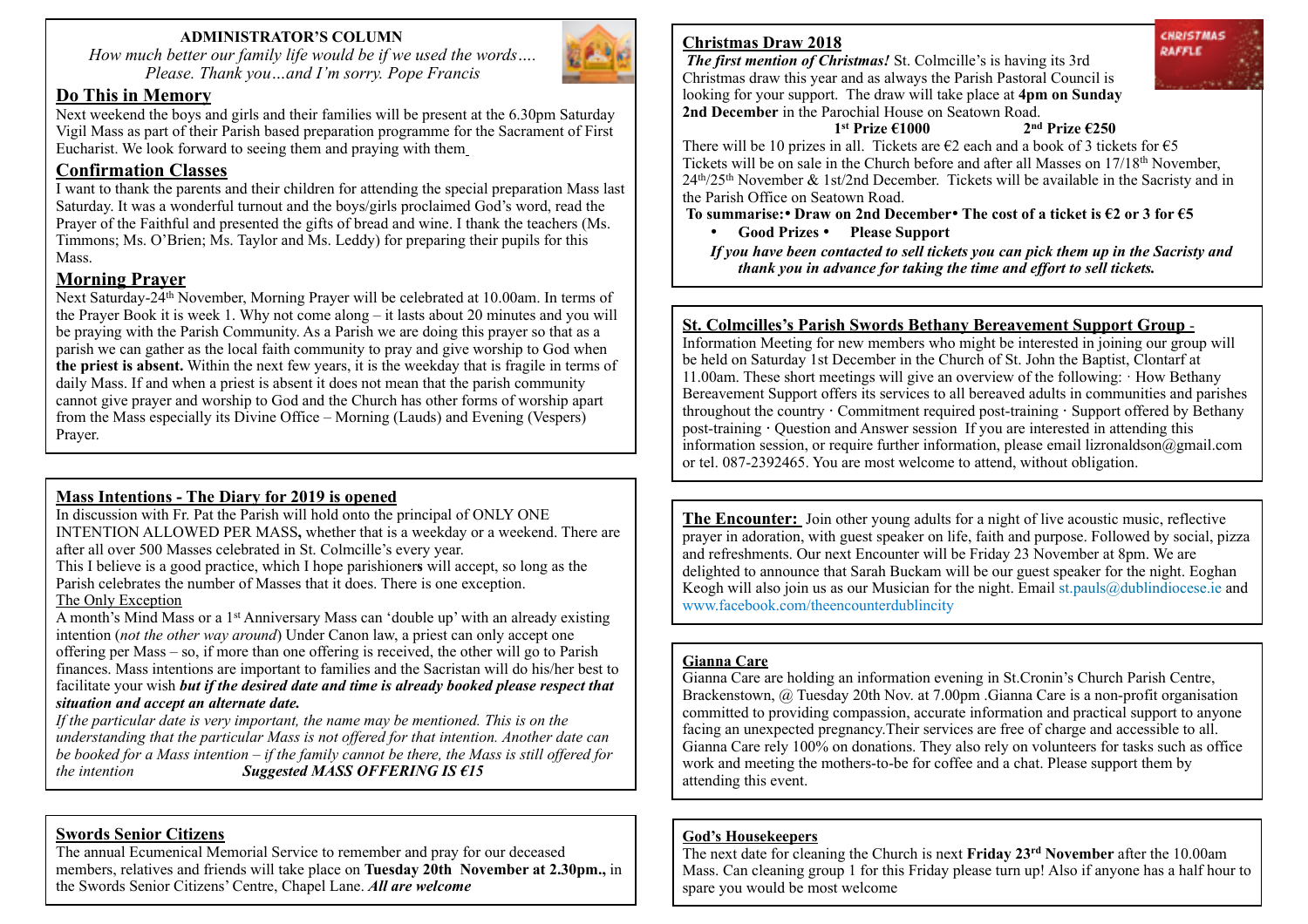**ADMINISTRATOR'S COLUMN**

*How much better our family life would be if we used the words…. Please. Thank you…and I'm sorry. Pope Francis*

## Do This in Memory

Next weekend the boys and girls and their families will be present at the 6.30pm Saturday Vigil Mass as part of their Parish based preparation programme for the Sacrament of First Eucharist. We look forward to seeing them and praying with them.

## Confirmation Classes

I want to thank the parents and their children for attending the special preparation Mass last Saturday. It was a wonderful turnout and the boys/girls proclaimed God's word, read the Prayer of the Faithful and presented the gifts of bread and wine. I thank the teachers (Ms. Timmons; Ms. O'Brien; Ms. Taylor and Ms. Leddy) for preparing their pupils for this Mass.

## Morning Prayer

Next Saturday-24th November, Morning Prayer will be celebrated at 10.00am. In terms of the Prayer Book it is week 1. Why not come along – it lasts about 20 minutes and you will be praying with the Parish Community. As a Parish we are doing this prayer so that as a parish we can gather as the local faith community to pray and give worship to God when **the priest is absent.** Within the next few years, it is the weekday that is fragile in terms of daily Mass. If and when a priest is absent it does not mean that the parish community cannot give prayer and worship to God and the Church has other forms of worship apart from the Mass especially its Divine Office – Morning (Lauds) and Evening (Vespers) Prayer.

## Mass Intentions - The Diary for 2019 is opened

In discussion with Fr. Pat the Parish will hold onto the principal of ONLY ONE INTENTION ALLOWED PER MASS**,** whether that is a weekday or a weekend. There are after all over 500 Masses celebrated in St. Colmcille's every year.

This I believe is a good practice, which I hope parishioner**s** will accept, so long as the Parish celebrates the number of Masses that it does. There is one exception.

The Only Exception

A month's Mind Mass or a 1st Anniversary Mass can 'double up' with an already existing intention (*not the other way around*) Under Canon law, a priest can only accept one offering per Mass – so, if more than one offering is received, the other will go to Parish finances. Mass intentions are important to families and the Sacristan will do his/her best to facilitate your wish ***but if the desired date and time is already booked please respect that situation and accept an alternate date.***

*If the particular date is very important, the name may be mentioned. This is on the understanding that the particular Mass is not offered for that intention. Another date can be booked for a Mass intention – if the family cannot be there, the Mass is still offered for the intention* ***Suggested MASS OFFERING IS €15***

## Swords Senior Citizens

The annual Ecumenical Memorial Service to remember and pray for our deceased members, relatives and friends will take place on **Tuesday 20th November at 2.30pm.,** in the Swords Senior Citizens' Centre, Chapel Lane. ***All are welcome***

## Christmas Draw 2018

***The first mention of Christmas!*** St. Colmcille's is having its 3rd Christmas draw this year and as always the Parish Pastoral Council is looking for your support. The draw will take place at **4pm on Sunday 2nd December** in the Parochial House on Seatown Road.

**1st Prize €1000** **2nd Prize €250**

There will be 10 prizes in all. Tickets are €2 each and a book of 3 tickets for €5

Tickets will be on sale in the Church before and after all Masses on 17/18th November, 24th/25th November & 1st/2nd December. Tickets will be available in the Sacristy and in the Parish Office on Seatown Road.

**To summarise:• Draw on 2nd December• The cost of a ticket is €2 or 3 for €5**

- **Good Prizes • Please Support**

***If you have been contacted to sell tickets you can pick them up in the Sacristy and thank you in advance for taking the time and effort to sell tickets.***

## St. Colmcilles's Parish Swords Bethany Bereavement Support Group -

Information Meeting for new members who might be interested in joining our group will be held on Saturday 1st December in the Church of St. John the Baptist, Clontarf at 11.00am. These short meetings will give an overview of the following: · How Bethany Bereavement Support offers its services to all bereaved adults in communities and parishes throughout the country · Commitment required post-training · Support offered by Bethany post-training · Question and Answer session If you are interested in attending this information session, or require further information, please email lizronaldson@gmail.com or tel. 087-2392465. You are most welcome to attend, without obligation.

**The Encounter:** Join other young adults for a night of live acoustic music, reflective prayer in adoration, with guest speaker on life, faith and purpose. Followed by social, pizza and refreshments. Our next Encounter will be Friday 23 November at 8pm. We are delighted to announce that Sarah Buckam will be our guest speaker for the night. Eoghan Keogh will also join us as our Musician for the night. Email st.pauls@dublindiocese.ie and www.facebook.com/theencounterdublincity

## Gianna Care

Gianna Care are holding an information evening in St.Cronin's Church Parish Centre, Brackenstown, @ Tuesday 20th Nov. at 7.00pm .Gianna Care is a non-profit organisation committed to providing compassion, accurate information and practical support to anyone facing an unexpected pregnancy.Their services are free of charge and accessible to all. Gianna Care rely 100% on donations. They also rely on volunteers for tasks such as office work and meeting the mothers-to-be for coffee and a chat. Please support them by attending this event.

## God's Housekeepers

The next date for cleaning the Church is next **Friday 23rd November** after the 10.00am Mass. Can cleaning group 1 for this Friday please turn up! Also if anyone has a half hour to spare you would be most welcome